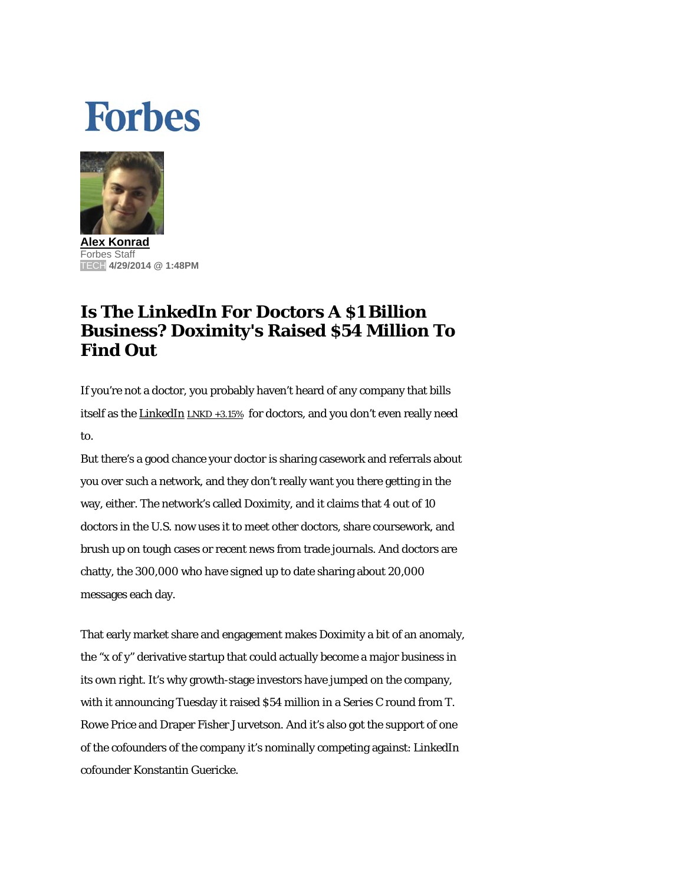Forbes

**Alex Konrad**
Forbes Staff
TECH **4/29/2014 @ 1:48PM**

# Is The LinkedIn For Doctors A $1 Billion Business? Doximity's Raised $54 Million To Find Out

If you're not a doctor, you probably haven't heard of any company that bills itself as the LinkedIn LNKD +3.15% for doctors, and you don't even really need to.

But there's a good chance your doctor is sharing casework and referrals about you over such a network, and they don't really want you there getting in the way, either. The network's called Doximity, and it claims that 4 out of 10 doctors in the U.S. now uses it to meet other doctors, share coursework, and brush up on tough cases or recent news from trade journals. And doctors are chatty, the 300,000 who have signed up to date sharing about 20,000 messages each day.

That early market share and engagement makes Doximity a bit of an anomaly, the "x of y" derivative startup that could actually become a major business in its own right. It's why growth-stage investors have jumped on the company, with it announcing Tuesday it raised $54 million in a Series C round from T. Rowe Price and Draper Fisher Jurvetson. And it's also got the support of one of the cofounders of the company it's nominally competing against: LinkedIn cofounder Konstantin Guericke.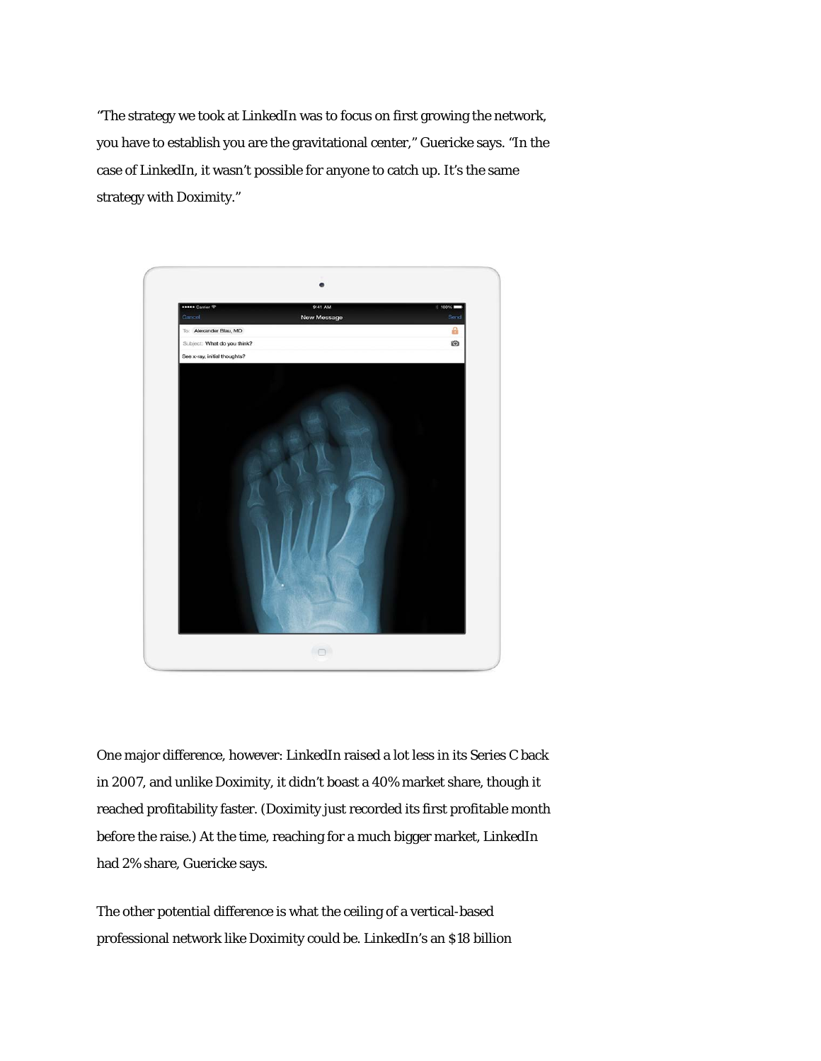"The strategy we took at LinkedIn was to focus on first growing the network, you have to establish you are the gravitational center," Guericke says. "In the case of LinkedIn, it wasn't possible for anyone to catch up. It's the same strategy with Doximity."

One major difference, however: LinkedIn raised a lot less in its Series C back in 2007, and unlike Doximity, it didn't boast a 40% market share, though it reached profitability faster. (Doximity just recorded its first profitable month before the raise.) At the time, reaching for a much bigger market, LinkedIn had 2% share, Guericke says.

The other potential difference is what the ceiling of a vertical-based professional network like Doximity could be. LinkedIn's an $18 billion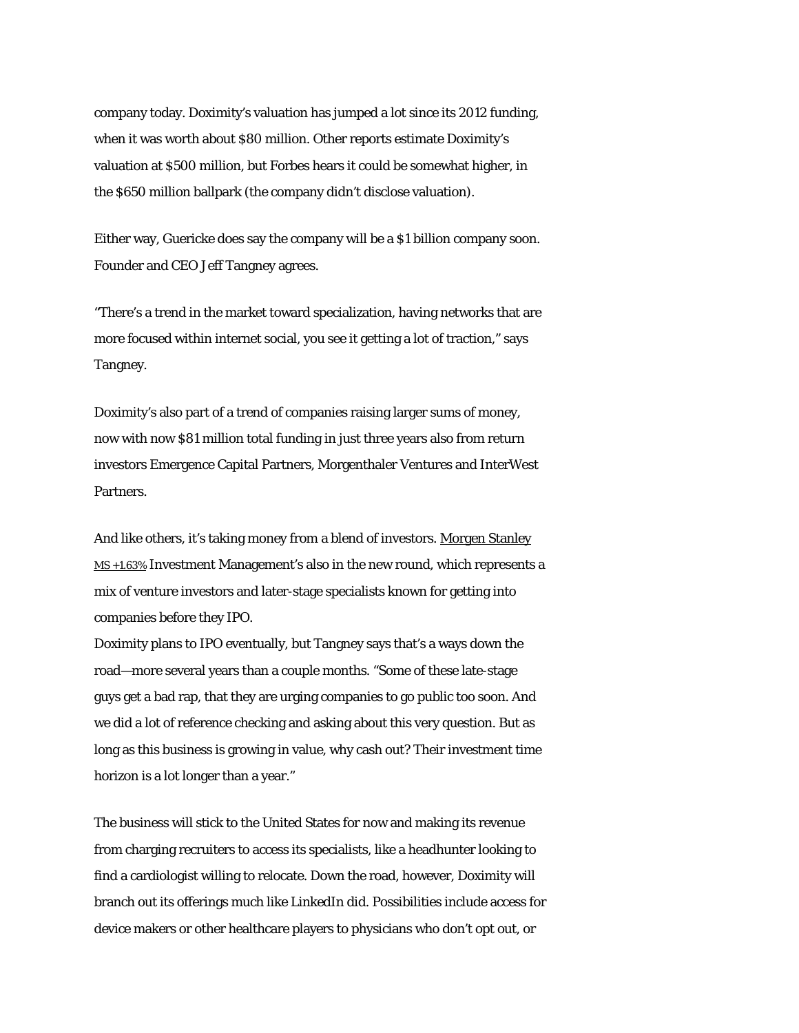company today. Doximity's valuation has jumped a lot since its 2012 funding, when it was worth about $80 million. Other reports estimate Doximity's valuation at $500 million, but Forbes hears it could be somewhat higher, in the $650 million ballpark (the company didn't disclose valuation).

Either way, Guericke does say the company will be a $1 billion company soon. Founder and CEO Jeff Tangney agrees.

"There's a trend in the market toward specialization, having networks that are more focused within internet social, you see it getting a lot of traction," says Tangney.

Doximity's also part of a trend of companies raising larger sums of money, now with now $81 million total funding in just three years also from return investors Emergence Capital Partners, Morgenthaler Ventures and InterWest Partners.

And like others, it's taking money from a blend of investors. Morgen Stanley MS +1.63% Investment Management's also in the new round, which represents a mix of venture investors and later-stage specialists known for getting into companies before they IPO.

Doximity plans to IPO eventually, but Tangney says that's a ways down the road—more several years than a couple months. "Some of these late-stage guys get a bad rap, that they are urging companies to go public too soon. And we did a lot of reference checking and asking about this very question. But as long as this business is growing in value, why cash out? Their investment time horizon is a lot longer than a year."

The business will stick to the United States for now and making its revenue from charging recruiters to access its specialists, like a headhunter looking to find a cardiologist willing to relocate. Down the road, however, Doximity will branch out its offerings much like LinkedIn did. Possibilities include access for device makers or other healthcare players to physicians who don't opt out, or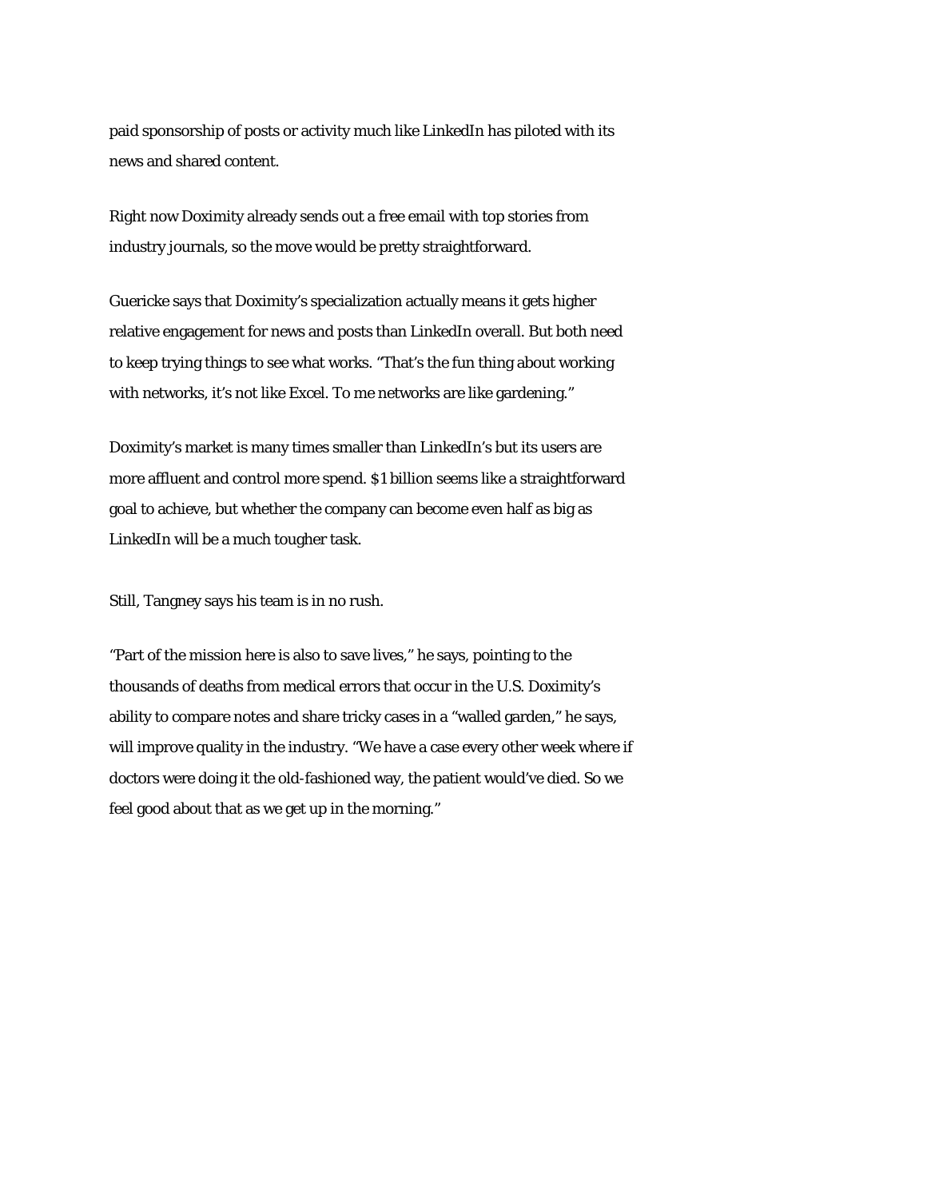paid sponsorship of posts or activity much like LinkedIn has piloted with its news and shared content.

Right now Doximity already sends out a free email with top stories from industry journals, so the move would be pretty straightforward.

Guericke says that Doximity's specialization actually means it gets higher relative engagement for news and posts than LinkedIn overall. But both need to keep trying things to see what works. "That's the fun thing about working with networks, it's not like Excel. To me networks are like gardening."

Doximity's market is many times smaller than LinkedIn's but its users are more affluent and control more spend. $1 billion seems like a straightforward goal to achieve, but whether the company can become even half as big as LinkedIn will be a much tougher task.

Still, Tangney says his team is in no rush.

"Part of the mission here is also to save lives," he says, pointing to the thousands of deaths from medical errors that occur in the U.S. Doximity's ability to compare notes and share tricky cases in a "walled garden," he says, will improve quality in the industry. "We have a case every other week where if doctors were doing it the old-fashioned way, the patient would've died. So we feel good about that as we get up in the morning."